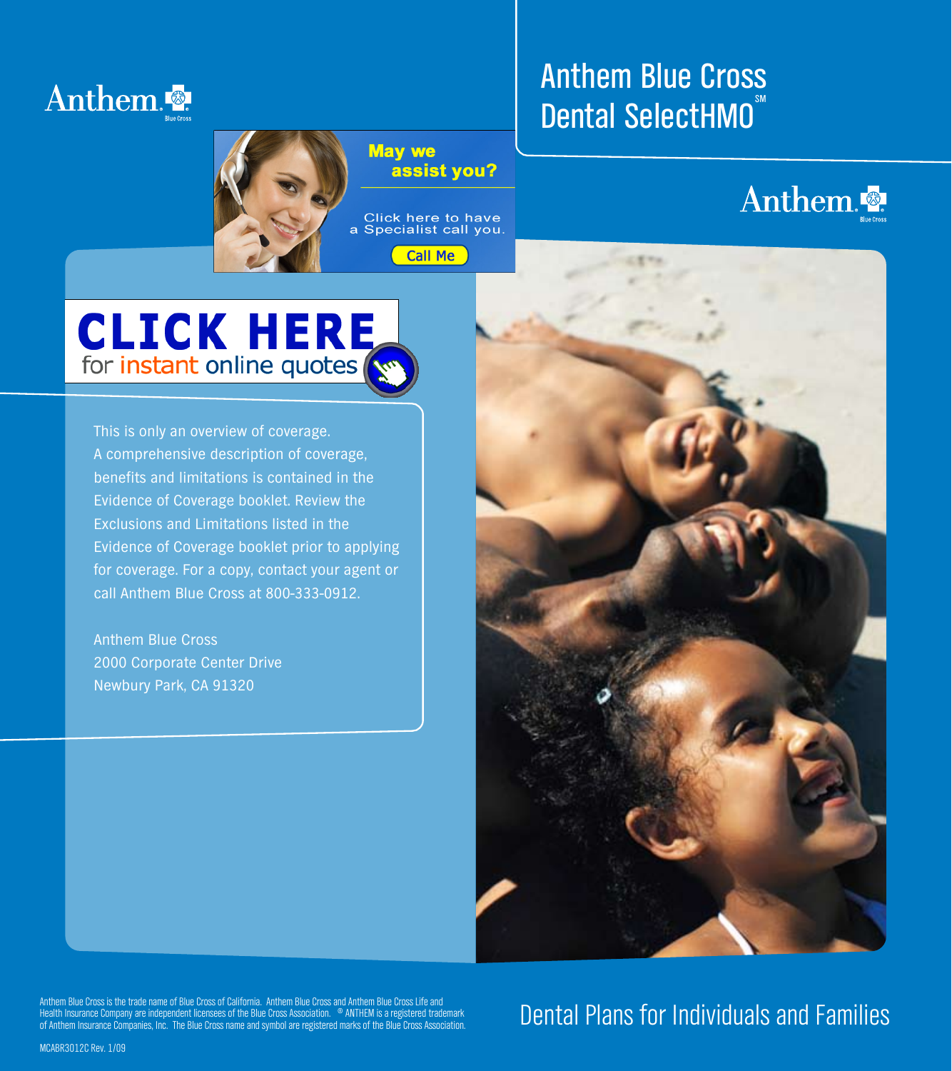Anthem Blue Cross

# Anthem Blue Cross Dental SelectHMO℠

Anthem Blue Cross

**May we assist you?**

Click here to have a Specialist call you.

Call Me

**CLICK HERE** for instant online quotes

This is only an overview of coverage. A comprehensive description of coverage, benefits and limitations is contained in the Evidence of Coverage booklet. Review the Exclusions and Limitations listed in the Evidence of Coverage booklet prior to applying for coverage. For a copy, contact your agent or call Anthem Blue Cross at 800-333-0912.

Anthem Blue Cross
2000 Corporate Center Drive
Newbury Park, CA 91320

## Dental Plans for Individuals and Families

Anthem Blue Cross is the trade name of Blue Cross of California. Anthem Blue Cross and Anthem Blue Cross Life and Health Insurance Company are independent licensees of the Blue Cross Association. ® ANTHEM is a registered trademark of Anthem Insurance Companies, Inc. The Blue Cross name and symbol are registered marks of the Blue Cross Association.

MCABR3012C Rev. 1/09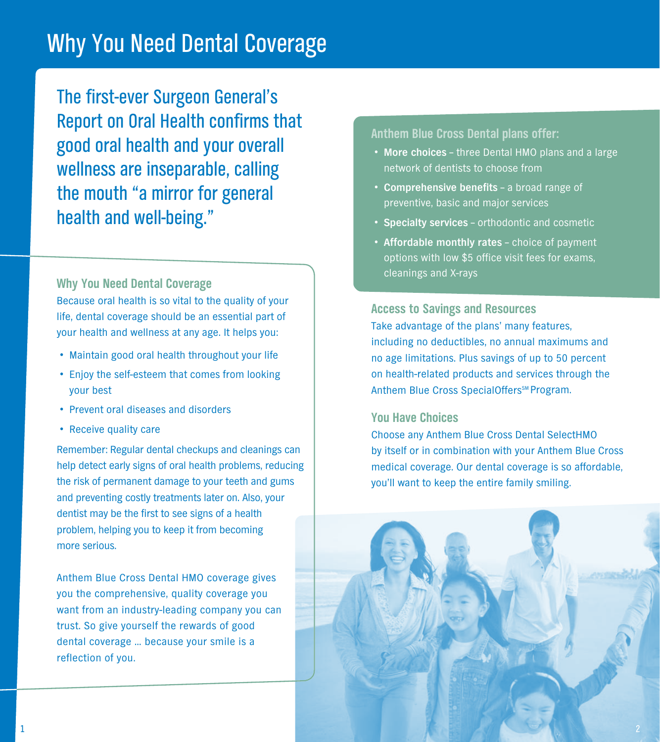# Why You Need Dental Coverage

## The first-ever Surgeon General's Report on Oral Health confirms that good oral health and your overall wellness are inseparable, calling the mouth "a mirror for general health and well-being."

### Why You Need Dental Coverage

Because oral health is so vital to the quality of your life, dental coverage should be an essential part of your health and wellness at any age. It helps you:

- Maintain good oral health throughout your life
- Enjoy the self-esteem that comes from looking your best
- Prevent oral diseases and disorders
- Receive quality care

Remember: Regular dental checkups and cleanings can help detect early signs of oral health problems, reducing the risk of permanent damage to your teeth and gums and preventing costly treatments later on. Also, your dentist may be the first to see signs of a health problem, helping you to keep it from becoming more serious.

Anthem Blue Cross Dental HMO coverage gives you the comprehensive, quality coverage you want from an industry-leading company you can trust. So give yourself the rewards of good dental coverage ... because your smile is a reflection of you.

### Anthem Blue Cross Dental plans offer:

- **More choices** – three Dental HMO plans and a large network of dentists to choose from
- **Comprehensive benefits** – a broad range of preventive, basic and major services
- **Specialty services** – orthodontic and cosmetic
- **Affordable monthly rates** – choice of payment options with low $5 office visit fees for exams, cleanings and X-rays

### Access to Savings and Resources

Take advantage of the plans' many features, including no deductibles, no annual maximums and no age limitations. Plus savings of up to 50 percent on health-related products and services through the Anthem Blue Cross SpecialOffers℠ Program.

### You Have Choices

Choose any Anthem Blue Cross Dental SelectHMO by itself or in combination with your Anthem Blue Cross medical coverage. Our dental coverage is so affordable, you'll want to keep the entire family smiling.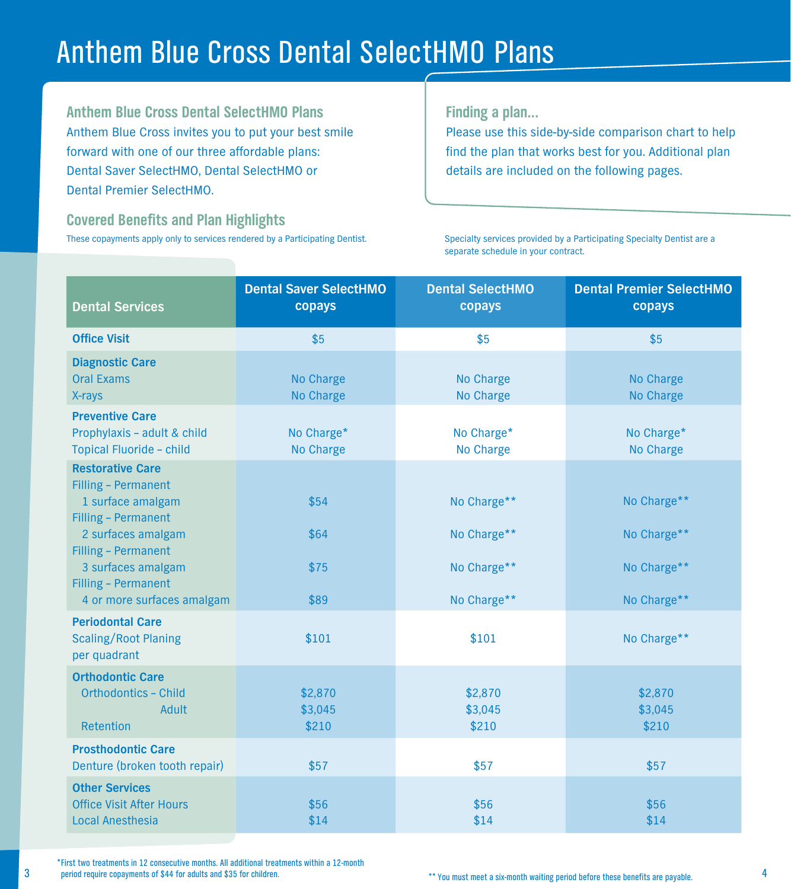# Anthem Blue Cross Dental SelectHMO Plans

## Anthem Blue Cross Dental SelectHMO Plans

Anthem Blue Cross invites you to put your best smile forward with one of our three affordable plans: Dental Saver SelectHMO, Dental SelectHMO or Dental Premier SelectHMO.

## Finding a plan...

Please use this side-by-side comparison chart to help find the plan that works best for you. Additional plan details are included on the following pages.

## Covered Benefits and Plan Highlights

These copayments apply only to services rendered by a Participating Dentist.

Specialty services provided by a Participating Specialty Dentist are a separate schedule in your contract.

| Dental Services | Dental Saver SelectHMO copays | Dental SelectHMO copays | Dental Premier SelectHMO copays |
|---|---|---|---|
| **Office Visit** | $5 | $5 | $5 |
| **Diagnostic Care** | | | |
| Oral Exams | No Charge | No Charge | No Charge |
| X-rays | No Charge | No Charge | No Charge |
| **Preventive Care** | | | |
| Prophylaxis – adult & child | No Charge* | No Charge* | No Charge* |
| Topical Fluoride – child | No Charge | No Charge | No Charge |
| **Restorative Care** | | | |
| Filling – Permanent 1 surface amalgam | $54 | No Charge** | No Charge** |
| Filling – Permanent 2 surfaces amalgam | $64 | No Charge** | No Charge** |
| Filling – Permanent 3 surfaces amalgam | $75 | No Charge** | No Charge** |
| Filling – Permanent 4 or more surfaces amalgam | $89 | No Charge** | No Charge** |
| **Periodontal Care** | | | |
| Scaling/Root Planing per quadrant | $101 | $101 | No Charge** |
| **Orthodontic Care** | | | |
| Orthodontics – Child | $2,870 | $2,870 | $2,870 |
| Adult | $3,045 | $3,045 | $3,045 |
| Retention | $210 | $210 | $210 |
| **Prosthodontic Care** | | | |
| Denture (broken tooth repair) | $57 | $57 | $57 |
| **Other Services** | | | |
| Office Visit After Hours | $56 | $56 | $56 |
| Local Anesthesia | $14 | $14 | $14 |

*First two treatments in 12 consecutive months. All additional treatments within a 12-month period require copayments of $44 for adults and $35 for children.

** You must meet a six-month waiting period before these benefits are payable.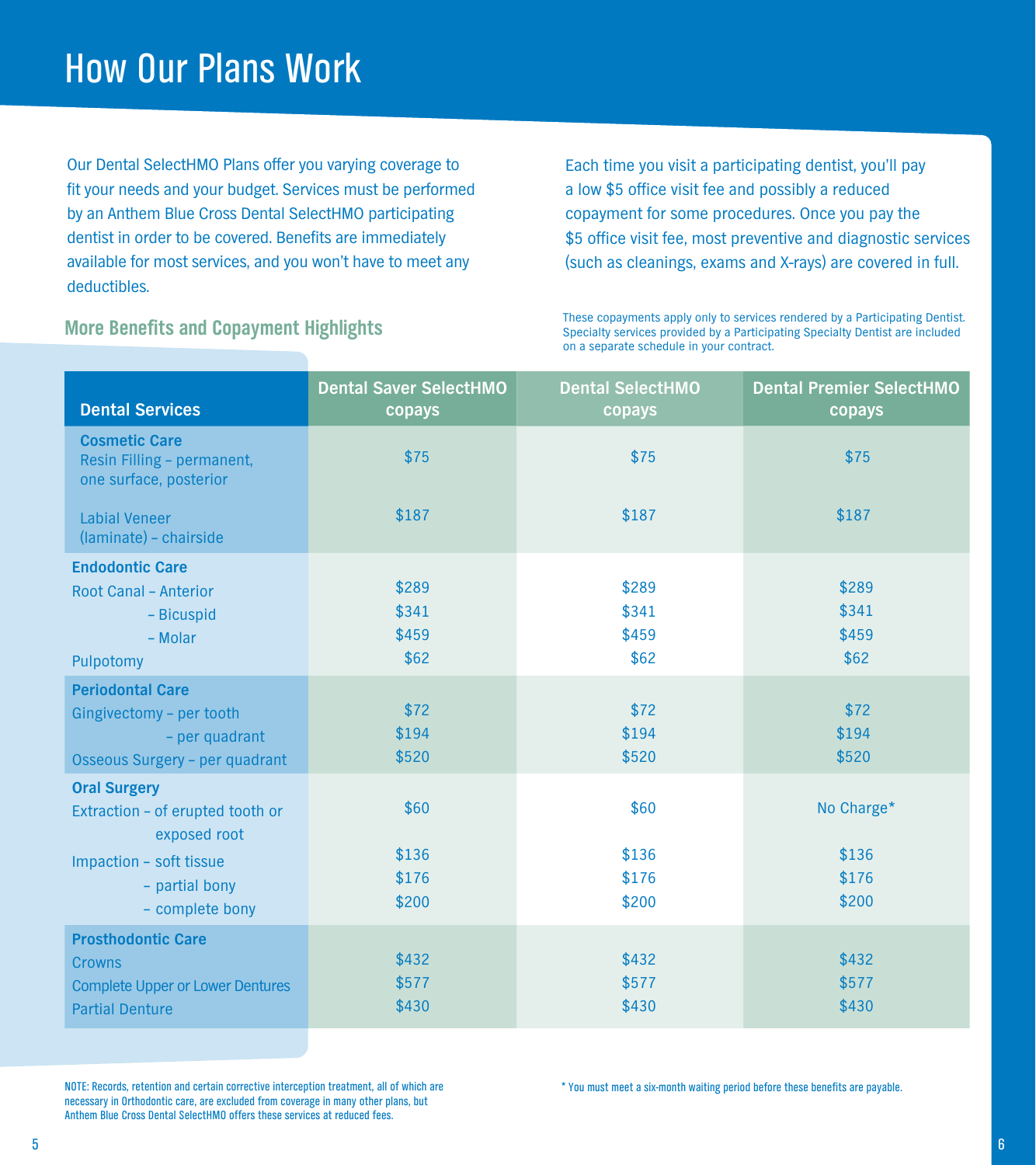# How Our Plans Work

Our Dental SelectHMO Plans offer you varying coverage to fit your needs and your budget. Services must be performed by an Anthem Blue Cross Dental SelectHMO participating dentist in order to be covered. Benefits are immediately available for most services, and you won't have to meet any deductibles.

Each time you visit a participating dentist, you'll pay a low $5 office visit fee and possibly a reduced copayment for some procedures. Once you pay the $5 office visit fee, most preventive and diagnostic services (such as cleanings, exams and X-rays) are covered in full.

## More Benefits and Copayment Highlights

These copayments apply only to services rendered by a Participating Dentist. Specialty services provided by a Participating Specialty Dentist are included on a separate schedule in your contract.

| Dental Services | Dental Saver SelectHMO copays | Dental SelectHMO copays | Dental Premier SelectHMO copays |
|---|---|---|---|
| **Cosmetic Care** | | | |
| Resin Filling – permanent, one surface, posterior | $75 | $75 | $75 |
| Labial Veneer (laminate) – chairside | $187 | $187 | $187 |
| **Endodontic Care** | | | |
| Root Canal – Anterior | $289 | $289 | $289 |
| – Bicuspid | $341 | $341 | $341 |
| – Molar | $459 | $459 | $459 |
| Pulpotomy | $62 | $62 | $62 |
| **Periodontal Care** | | | |
| Gingivectomy – per tooth | $72 | $72 | $72 |
| – per quadrant | $194 | $194 | $194 |
| Osseous Surgery – per quadrant | $520 | $520 | $520 |
| **Oral Surgery** | | | |
| Extraction – of erupted tooth or exposed root | $60 | $60 | No Charge* |
| Impaction – soft tissue | $136 | $136 | $136 |
| – partial bony | $176 | $176 | $176 |
| – complete bony | $200 | $200 | $200 |
| **Prosthodontic Care** | | | |
| Crowns | $432 | $432 | $432 |
| Complete Upper or Lower Dentures | $577 | $577 | $577 |
| Partial Denture | $430 | $430 | $430 |

NOTE: Records, retention and certain corrective interception treatment, all of which are necessary in Orthodontic care, are excluded from coverage in many other plans, but Anthem Blue Cross Dental SelectHMO offers these services at reduced fees.

* You must meet a six-month waiting period before these benefits are payable.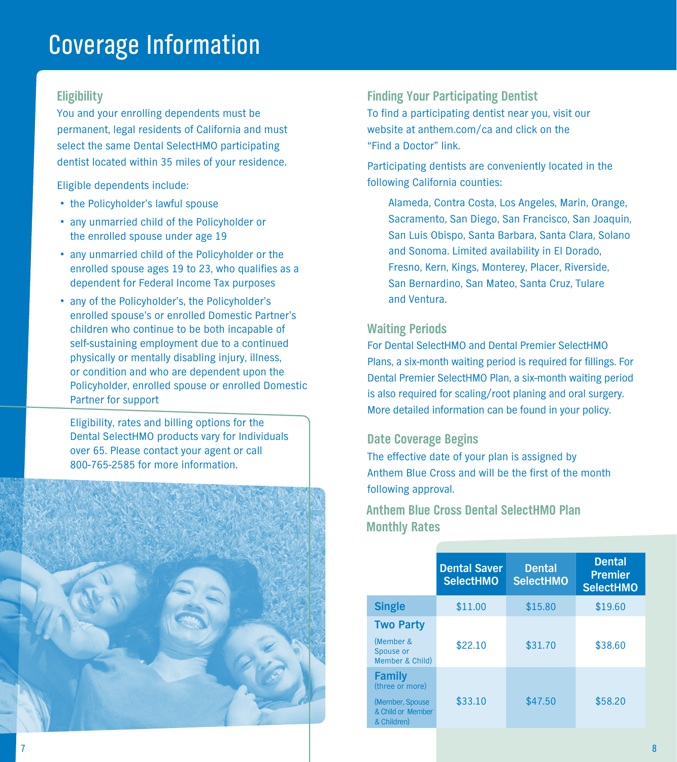# Coverage Information

## Eligibility

You and your enrolling dependents must be permanent, legal residents of California and must select the same Dental SelectHMO participating dentist located within 35 miles of your residence.

Eligible dependents include:

- the Policyholder's lawful spouse
- any unmarried child of the Policyholder or the enrolled spouse under age 19
- any unmarried child of the Policyholder or the enrolled spouse ages 19 to 23, who qualifies as a dependent for Federal Income Tax purposes
- any of the Policyholder's, the Policyholder's enrolled spouse's or enrolled Domestic Partner's children who continue to be both incapable of self-sustaining employment due to a continued physically or mentally disabling injury, illness, or condition and who are dependent upon the Policyholder, enrolled spouse or enrolled Domestic Partner for support

Eligibility, rates and billing options for the Dental SelectHMO products vary for Individuals over 65. Please contact your agent or call 800-765-2585 for more information.

## Finding Your Participating Dentist

To find a participating dentist near you, visit our website at anthem.com/ca and click on the "Find a Doctor" link.

Participating dentists are conveniently located in the following California counties:

Alameda, Contra Costa, Los Angeles, Marin, Orange, Sacramento, San Diego, San Francisco, San Joaquin, San Luis Obispo, Santa Barbara, Santa Clara, Solano and Sonoma. Limited availability in El Dorado, Fresno, Kern, Kings, Monterey, Placer, Riverside, San Bernardino, San Mateo, Santa Cruz, Tulare and Ventura.

## Waiting Periods

For Dental SelectHMO and Dental Premier SelectHMO Plans, a six-month waiting period is required for fillings. For Dental Premier SelectHMO Plan, a six-month waiting period is also required for scaling/root planing and oral surgery. More detailed information can be found in your policy.

## Date Coverage Begins

The effective date of your plan is assigned by Anthem Blue Cross and will be the first of the month following approval.

## Anthem Blue Cross Dental SelectHMO Plan Monthly Rates

| | Dental Saver SelectHMO | Dental SelectHMO | Dental Premier SelectHMO |
|---|---|---|---|
| **Single** | $11.00 | $15.80 | $19.60 |
| **Two Party** (Member & Spouse or Member & Child) | $22.10 | $31.70 | $38.60 |
| **Family** (three or more) (Member, Spouse & Child or Member & Children) | $33.10 | $47.50 | $58.20 |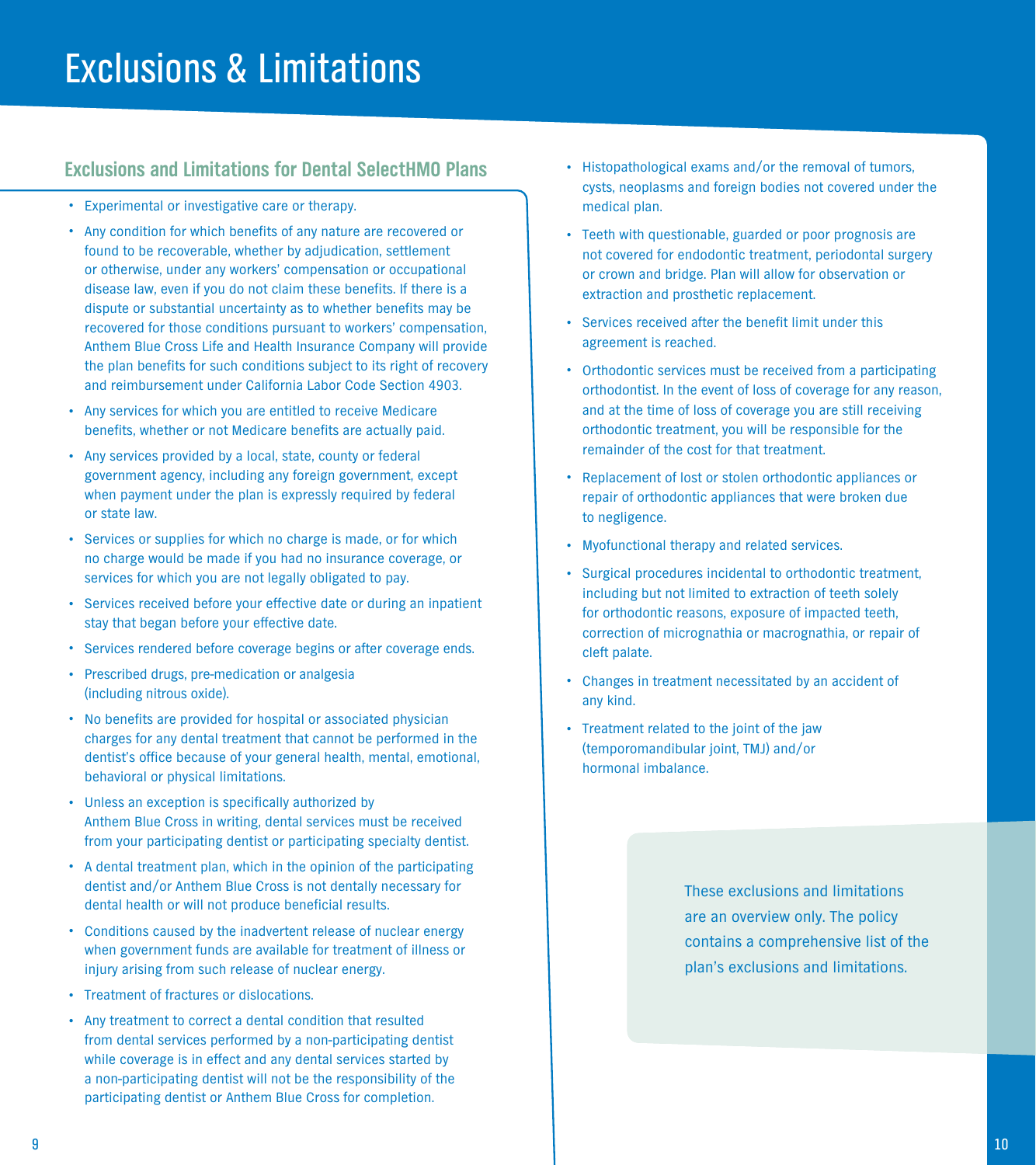# Exclusions & Limitations

## Exclusions and Limitations for Dental SelectHMO Plans

- Experimental or investigative care or therapy.
- Any condition for which benefits of any nature are recovered or found to be recoverable, whether by adjudication, settlement or otherwise, under any workers' compensation or occupational disease law, even if you do not claim these benefits. If there is a dispute or substantial uncertainty as to whether benefits may be recovered for those conditions pursuant to workers' compensation, Anthem Blue Cross Life and Health Insurance Company will provide the plan benefits for such conditions subject to its right of recovery and reimbursement under California Labor Code Section 4903.
- Any services for which you are entitled to receive Medicare benefits, whether or not Medicare benefits are actually paid.
- Any services provided by a local, state, county or federal government agency, including any foreign government, except when payment under the plan is expressly required by federal or state law.
- Services or supplies for which no charge is made, or for which no charge would be made if you had no insurance coverage, or services for which you are not legally obligated to pay.
- Services received before your effective date or during an inpatient stay that began before your effective date.
- Services rendered before coverage begins or after coverage ends.
- Prescribed drugs, pre-medication or analgesia (including nitrous oxide).
- No benefits are provided for hospital or associated physician charges for any dental treatment that cannot be performed in the dentist's office because of your general health, mental, emotional, behavioral or physical limitations.
- Unless an exception is specifically authorized by Anthem Blue Cross in writing, dental services must be received from your participating dentist or participating specialty dentist.
- A dental treatment plan, which in the opinion of the participating dentist and/or Anthem Blue Cross is not dentally necessary for dental health or will not produce beneficial results.
- Conditions caused by the inadvertent release of nuclear energy when government funds are available for treatment of illness or injury arising from such release of nuclear energy.
- Treatment of fractures or dislocations.
- Any treatment to correct a dental condition that resulted from dental services performed by a non-participating dentist while coverage is in effect and any dental services started by a non-participating dentist will not be the responsibility of the participating dentist or Anthem Blue Cross for completion.
- Histopathological exams and/or the removal of tumors, cysts, neoplasms and foreign bodies not covered under the medical plan.
- Teeth with questionable, guarded or poor prognosis are not covered for endodontic treatment, periodontal surgery or crown and bridge. Plan will allow for observation or extraction and prosthetic replacement.
- Services received after the benefit limit under this agreement is reached.
- Orthodontic services must be received from a participating orthodontist. In the event of loss of coverage for any reason, and at the time of loss of coverage you are still receiving orthodontic treatment, you will be responsible for the remainder of the cost for that treatment.
- Replacement of lost or stolen orthodontic appliances or repair of orthodontic appliances that were broken due to negligence.
- Myofunctional therapy and related services.
- Surgical procedures incidental to orthodontic treatment, including but not limited to extraction of teeth solely for orthodontic reasons, exposure of impacted teeth, correction of micrognathia or macrognathia, or repair of cleft palate.
- Changes in treatment necessitated by an accident of any kind.
- Treatment related to the joint of the jaw (temporomandibular joint, TMJ) and/or hormonal imbalance.

These exclusions and limitations are an overview only. The policy contains a comprehensive list of the plan's exclusions and limitations.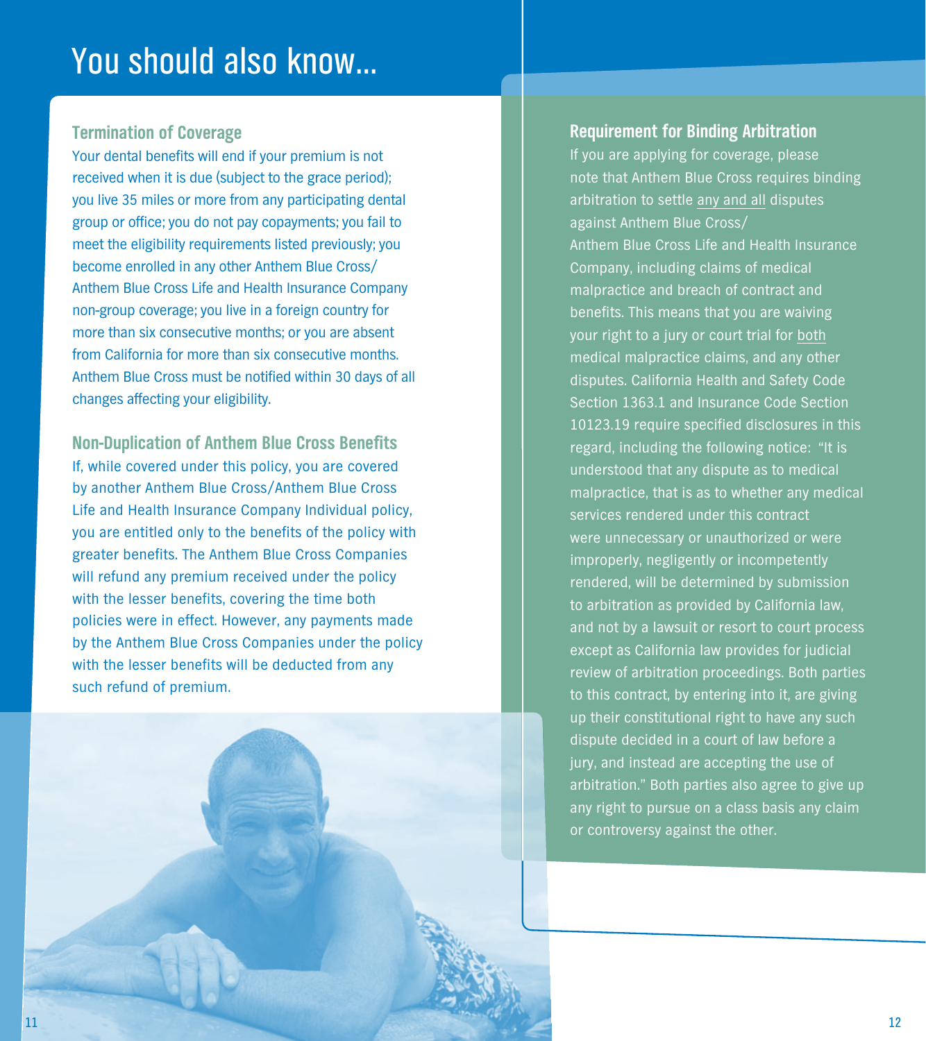# You should also know...

## Termination of Coverage

Your dental benefits will end if your premium is not received when it is due (subject to the grace period); you live 35 miles or more from any participating dental group or office; you do not pay copayments; you fail to meet the eligibility requirements listed previously; you become enrolled in any other Anthem Blue Cross/ Anthem Blue Cross Life and Health Insurance Company non-group coverage; you live in a foreign country for more than six consecutive months; or you are absent from California for more than six consecutive months. Anthem Blue Cross must be notified within 30 days of all changes affecting your eligibility.

## Non-Duplication of Anthem Blue Cross Benefits

If, while covered under this policy, you are covered by another Anthem Blue Cross/Anthem Blue Cross Life and Health Insurance Company Individual policy, you are entitled only to the benefits of the policy with greater benefits. The Anthem Blue Cross Companies will refund any premium received under the policy with the lesser benefits, covering the time both policies were in effect. However, any payments made by the Anthem Blue Cross Companies under the policy with the lesser benefits will be deducted from any such refund of premium.

## Requirement for Binding Arbitration

If you are applying for coverage, please note that Anthem Blue Cross requires binding arbitration to settle any and all disputes against Anthem Blue Cross/ Anthem Blue Cross Life and Health Insurance Company, including claims of medical malpractice and breach of contract and benefits. This means that you are waiving your right to a jury or court trial for both medical malpractice claims, and any other disputes. California Health and Safety Code Section 1363.1 and Insurance Code Section 10123.19 require specified disclosures in this regard, including the following notice: "It is understood that any dispute as to medical malpractice, that is as to whether any medical services rendered under this contract were unnecessary or unauthorized or were improperly, negligently or incompetently rendered, will be determined by submission to arbitration as provided by California law, and not by a lawsuit or resort to court process except as California law provides for judicial review of arbitration proceedings. Both parties to this contract, by entering into it, are giving up their constitutional right to have any such dispute decided in a court of law before a jury, and instead are accepting the use of arbitration." Both parties also agree to give up any right to pursue on a class basis any claim or controversy against the other.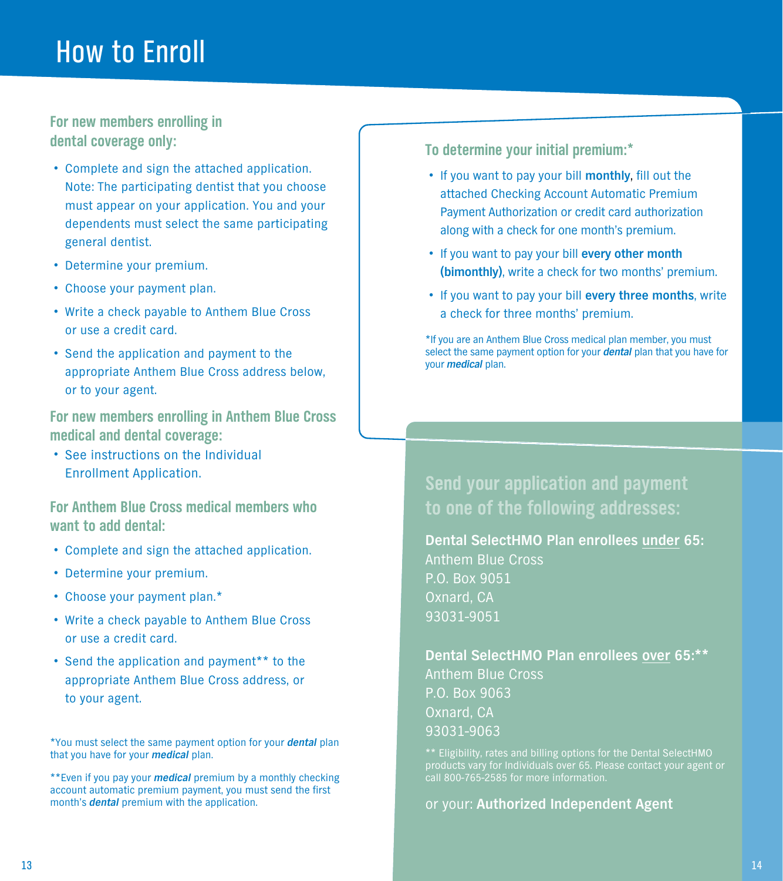# How to Enroll

### For new members enrolling in dental coverage only:

- Complete and sign the attached application. Note: The participating dentist that you choose must appear on your application. You and your dependents must select the same participating general dentist.
- Determine your premium.
- Choose your payment plan.
- Write a check payable to Anthem Blue Cross or use a credit card.
- Send the application and payment to the appropriate Anthem Blue Cross address below, or to your agent.

### For new members enrolling in Anthem Blue Cross medical and dental coverage:

- See instructions on the Individual Enrollment Application.

### For Anthem Blue Cross medical members who want to add dental:

- Complete and sign the attached application.
- Determine your premium.
- Choose your payment plan.*
- Write a check payable to Anthem Blue Cross or use a credit card.
- Send the application and payment** to the appropriate Anthem Blue Cross address, or to your agent.

*You must select the same payment option for your ***dental*** plan that you have for your ***medical*** plan.

**Even if you pay your ***medical*** premium by a monthly checking account automatic premium payment, you must send the first month's ***dental*** premium with the application.

### To determine your initial premium:*

- If you want to pay your bill **monthly**, fill out the attached Checking Account Automatic Premium Payment Authorization or credit card authorization along with a check for one month's premium.
- If you want to pay your bill **every other month (bimonthly)**, write a check for two months' premium.
- If you want to pay your bill **every three months**, write a check for three months' premium.

*If you are an Anthem Blue Cross medical plan member, you must select the same payment option for your ***dental*** plan that you have for your ***medical*** plan.

### Send your application and payment to one of the following addresses:

**Dental SelectHMO Plan enrollees under 65:**
Anthem Blue Cross
P.O. Box 9051
Oxnard, CA
93031-9051

**Dental SelectHMO Plan enrollees over 65:****
Anthem Blue Cross
P.O. Box 9063
Oxnard, CA
93031-9063

** Eligibility, rates and billing options for the Dental SelectHMO products vary for Individuals over 65. Please contact your agent or call 800-765-2585 for more information.

or your: **Authorized Independent Agent**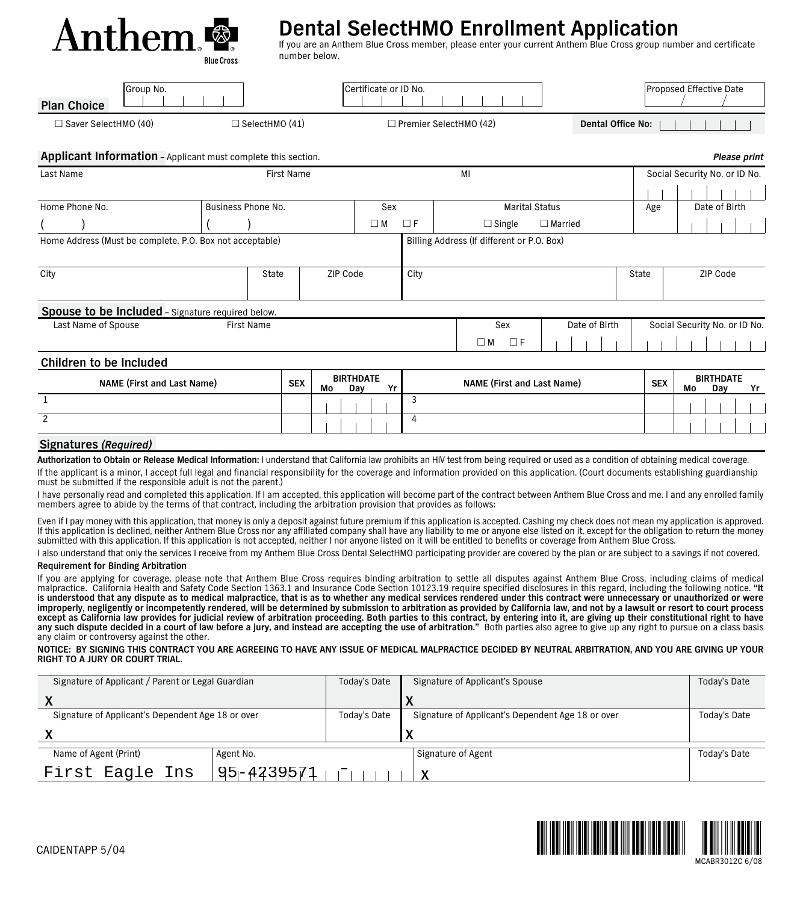# Anthem Blue Cross

## Dental SelectHMO Enrollment Application

If you are an Anthem Blue Cross member, please enter your current Anthem Blue Cross group number and certificate number below.

**Plan Choice**

| Group No. | Certificate or ID No. | Proposed Effective Date |
|---|---|---|
| | | / / |

☐ Saver SelectHMO (40) ☐ SelectHMO (41) ☐ Premier SelectHMO (42) **Dental Office No:**

**Applicant Information** – Applicant must complete this section. ***Please print***

| Last Name | First Name | MI | Social Security No. or ID No. |
|---|---|---|---|
| | | | |

| Home Phone No. | Business Phone No. | Sex | Marital Status | Age | Date of Birth |
|---|---|---|---|---|---|
| ( ) | ( ) | ☐ M ☐ F | ☐ Single ☐ Married | | |

| Home Address (Must be complete. P.O. Box not acceptable) | Billing Address (If different or P.O. Box) |
|---|---|
| | |

| City | State | ZIP Code | City | State | ZIP Code |
|---|---|---|---|---|---|
| | | | | | |

**Spouse to be Included** – Signature required below.

| Last Name of Spouse | First Name | Sex | Date of Birth | Social Security No. or ID No. |
|---|---|---|---|---|
| | | ☐ M ☐ F | | |

**Children to be Included**

| NAME (First and Last Name) | SEX | BIRTHDATE Mo Day Yr | NAME (First and Last Name) | SEX | BIRTHDATE Mo Day Yr |
|---|---|---|---|---|---|
| 1 | | | 3 | | |
| 2 | | | 4 | | |

**Signatures *(Required)***

**Authorization to Obtain or Release Medical Information:** I understand that California law prohibits an HIV test from being required or used as a condition of obtaining medical coverage.

If the applicant is a minor, I accept full legal and financial responsibility for the coverage and information provided on this application. (Court documents establishing guardianship must be submitted if the responsible adult is not the parent.)

I have personally read and completed this application. If I am accepted, this application will become part of the contract between Anthem Blue Cross and me. I and any enrolled family members agree to abide by the terms of that contract, including the arbitration provision that provides as follows:

Even if I pay money with this application, that money is only a deposit against future premium if this application is accepted. Cashing my check does not mean my application is approved. If this application is declined, neither Anthem Blue Cross nor any affiliated company shall have any liability to me or anyone else listed on it, except for the obligation to return the money submitted with this application. If this application is not accepted, neither I nor anyone listed on it will be entitled to benefits or coverage from Anthem Blue Cross.

I also understand that only the services I receive from my Anthem Blue Cross Dental SelectHMO participating provider are covered by the plan or are subject to a savings if not covered.

**Requirement for Binding Arbitration**

If you are applying for coverage, please note that Anthem Blue Cross requires binding arbitration to settle all disputes against Anthem Blue Cross, including claims of medical malpractice. California Health and Safety Code Section 1363.1 and Insurance Code Section 10123.19 require specified disclosures in this regard, including the following notice. **"It is understood that any dispute as to medical malpractice, that is as to whether any medical services rendered under this contract were unnecessary or unauthorized or were improperly, negligently or incompetently rendered, will be determined by submission to arbitration as provided by California law, and not by a lawsuit or resort to court process except as California law provides for judicial review of arbitration proceeding. Both parties to this contract, by entering into it, are giving up their constitutional right to have any such dispute decided in a court of law before a jury, and instead are accepting the use of arbitration."** Both parties also agree to give up any right to pursue on a class basis any claim or controversy against the other.

**NOTICE: BY SIGNING THIS CONTRACT YOU ARE AGREEING TO HAVE ANY ISSUE OF MEDICAL MALPRACTICE DECIDED BY NEUTRAL ARBITRATION, AND YOU ARE GIVING UP YOUR RIGHT TO A JURY OR COURT TRIAL.**

| Signature of Applicant / Parent or Legal Guardian | Today's Date | Signature of Applicant's Spouse | Today's Date |
|---|---|---|---|
| X | | X | |
| **Signature of Applicant's Dependent Age 18 or over** | **Today's Date** | **Signature of Applicant's Dependent Age 18 or over** | **Today's Date** |
| X | | X | |

| Name of Agent (Print) | Agent No. | Signature of Agent | Today's Date |
|---|---|---|---|
| First Eagle Ins | 95-4239571 - | X | |

CAIDENTAPP 5/04

MCABR3012C 6/08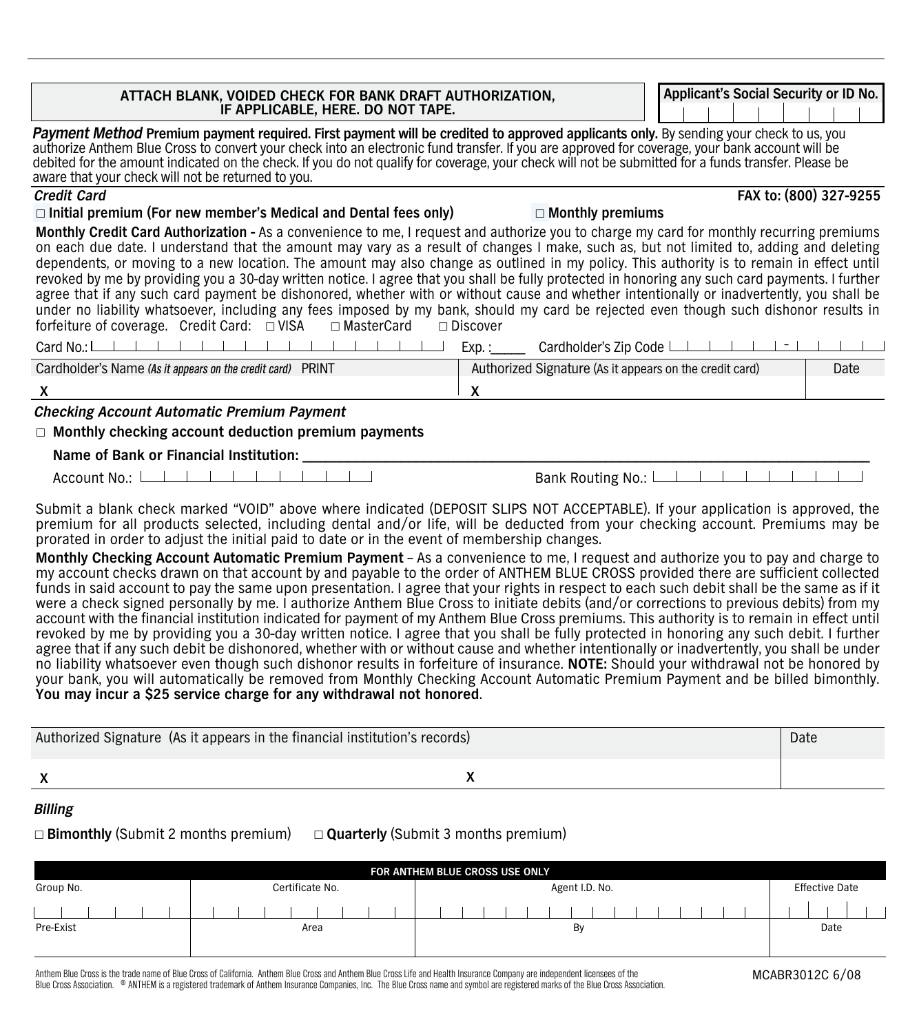**ATTACH BLANK, VOIDED CHECK FOR BANK DRAFT AUTHORIZATION, IF APPLICABLE, HERE. DO NOT TAPE.**

**Applicant's Social Security or ID No.**

***Payment Method*** **Premium payment required. First payment will be credited to approved applicants only.** By sending your check to us, you authorize Anthem Blue Cross to convert your check into an electronic fund transfer. If you are approved for coverage, your bank account will be debited for the amount indicated on the check. If you do not qualify for coverage, your check will not be submitted for a funds transfer. Please be aware that your check will not be returned to you.

***Credit Card*** **FAX to: (800) 327-9255**

□ **Initial premium (For new member's Medical and Dental fees only)** □ **Monthly premiums**

**Monthly Credit Card Authorization -** As a convenience to me, I request and authorize you to charge my card for monthly recurring premiums on each due date. I understand that the amount may vary as a result of changes I make, such as, but not limited to, adding and deleting dependents, or moving to a new location. The amount may also change as outlined in my policy. This authority is to remain in effect until revoked by me by providing you a 30-day written notice. I agree that you shall be fully protected in honoring any such card payments. I further agree that if any such card payment be dishonored, whether with or without cause and whether intentionally or inadvertently, you shall be under no liability whatsoever, including any fees imposed by my bank, should my card be rejected even though such dishonor results in forfeiture of coverage. Credit Card: □ VISA □ MasterCard □ Discover

Card No.: Exp. :_____ Cardholder's Zip Code -

| Cardholder's Name *(As it appears on the credit card)* PRINT | Authorized Signature (As it appears on the credit card) | Date |
|---|---|---|
| X | X | |

***Checking Account Automatic Premium Payment***

□ **Monthly checking account deduction premium payments**

**Name of Bank or Financial Institution:** ____________________

Account No.: Bank Routing No.:

Submit a blank check marked "VOID" above where indicated (DEPOSIT SLIPS NOT ACCEPTABLE). If your application is approved, the premium for all products selected, including dental and/or life, will be deducted from your checking account. Premiums may be prorated in order to adjust the initial paid to date or in the event of membership changes.

**Monthly Checking Account Automatic Premium Payment** – As a convenience to me, I request and authorize you to pay and charge to my account checks drawn on that account by and payable to the order of ANTHEM BLUE CROSS provided there are sufficient collected funds in said account to pay the same upon presentation. I agree that your rights in respect to each such debit shall be the same as if it were a check signed personally by me. I authorize Anthem Blue Cross to initiate debits (and/or corrections to previous debits) from my account with the financial institution indicated for payment of my Anthem Blue Cross premiums. This authority is to remain in effect until revoked by me by providing you a 30-day written notice. I agree that you shall be fully protected in honoring any such debit. I further agree that if any such debit be dishonored, whether with or without cause and whether intentionally or inadvertently, you shall be under no liability whatsoever even though such dishonor results in forfeiture of insurance. **NOTE:** Should your withdrawal not be honored by your bank, you will automatically be removed from Monthly Checking Account Automatic Premium Payment and be billed bimonthly. **You may incur a $25 service charge for any withdrawal not honored**.

| Authorized Signature (As it appears in the financial institution's records) | | Date |
|---|---|---|
| X | X | |

***Billing***

□ **Bimonthly** (Submit 2 months premium) □ **Quarterly** (Submit 3 months premium)

| FOR ANTHEM BLUE CROSS USE ONLY | | | |
|---|---|---|---|
| Group No. | Certificate No. | Agent I.D. No. | Effective Date |
| | | | |
| Pre-Exist | Area | By | Date |
| | | | |

Anthem Blue Cross is the trade name of Blue Cross of California. Anthem Blue Cross and Anthem Blue Cross Life and Health Insurance Company are independent licensees of the Blue Cross Association. ® ANTHEM is a registered trademark of Anthem Insurance Companies, Inc. The Blue Cross name and symbol are registered marks of the Blue Cross Association.

MCABR3012C 6/08